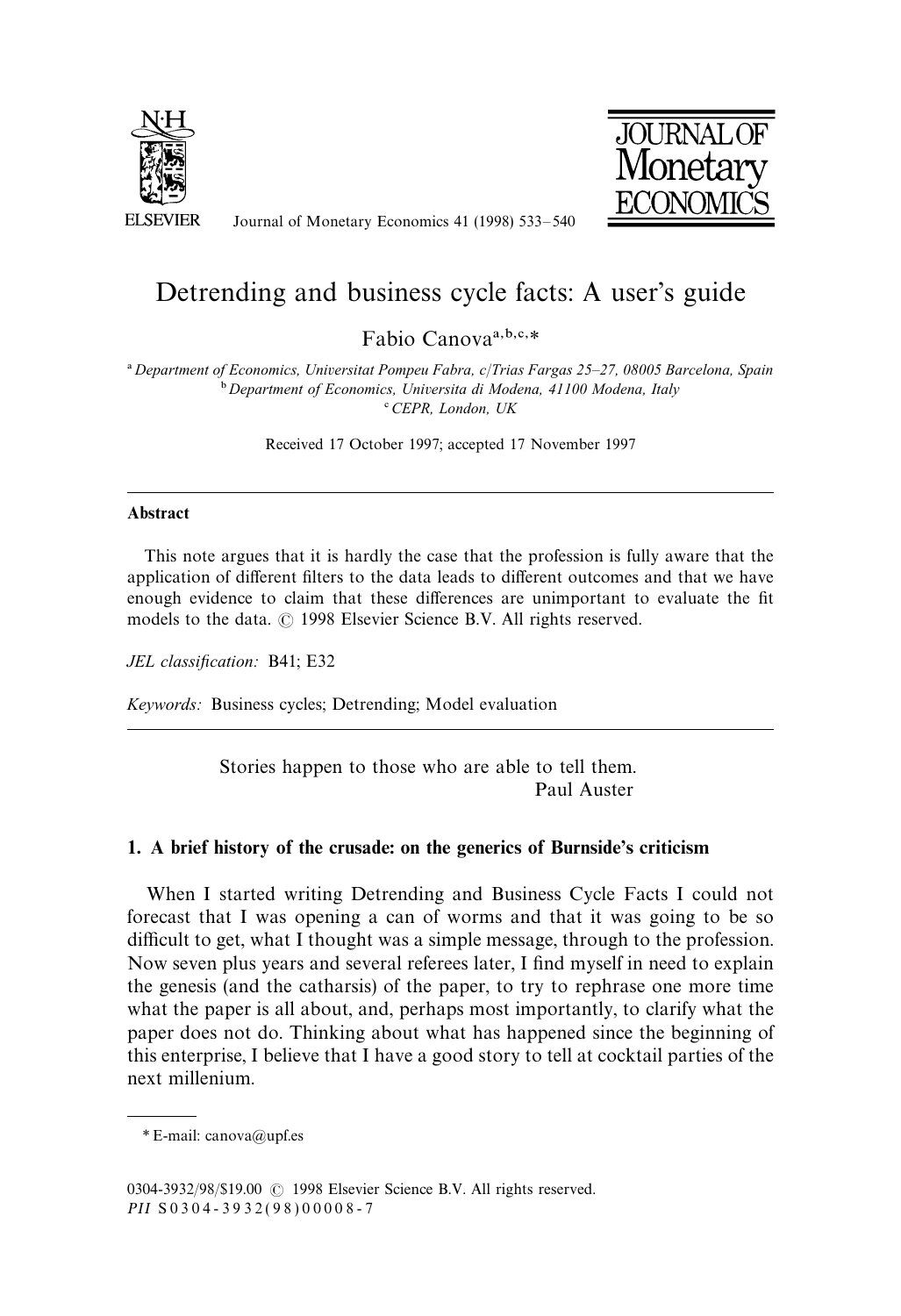# Detrending and business cycle facts: A user's guide

Fabio Canova[a,b,c,*]

[a] *Department of Economics, Universitat Pompeu Fabra, c/Trias Fargas 25–27, 08005 Barcelona, Spain*
[b] *Department of Economics, Universita di Modena, 41100 Modena, Italy*
[c] *CEPR, London, UK*

Received 17 October 1997; accepted 17 November 1997

---

**Abstract**

This note argues that it is hardly the case that the profession is fully aware that the application of different filters to the data leads to different outcomes and that we have enough evidence to claim that these differences are unimportant to evaluate the fit models to the data. © 1998 Elsevier Science B.V. All rights reserved.

*JEL classification:* B41; E32

*Keywords:* Business cycles; Detrending; Model evaluation

---

> Stories happen to those who are able to tell them.
> Paul Auster

## 1. A brief history of the crusade: on the generics of Burnside's criticism

When I started writing Detrending and Business Cycle Facts I could not forecast that I was opening a can of worms and that it was going to be so difficult to get, what I thought was a simple message, through to the profession. Now seven plus years and several referees later, I find myself in need to explain the genesis (and the catharsis) of the paper, to try to rephrase one more time what the paper is all about, and, perhaps most importantly, to clarify what the paper does not do. Thinking about what has happened since the beginning of this enterprise, I believe that I have a good story to tell at cocktail parties of the next millenium.

---

\* E-mail: canova@upf.es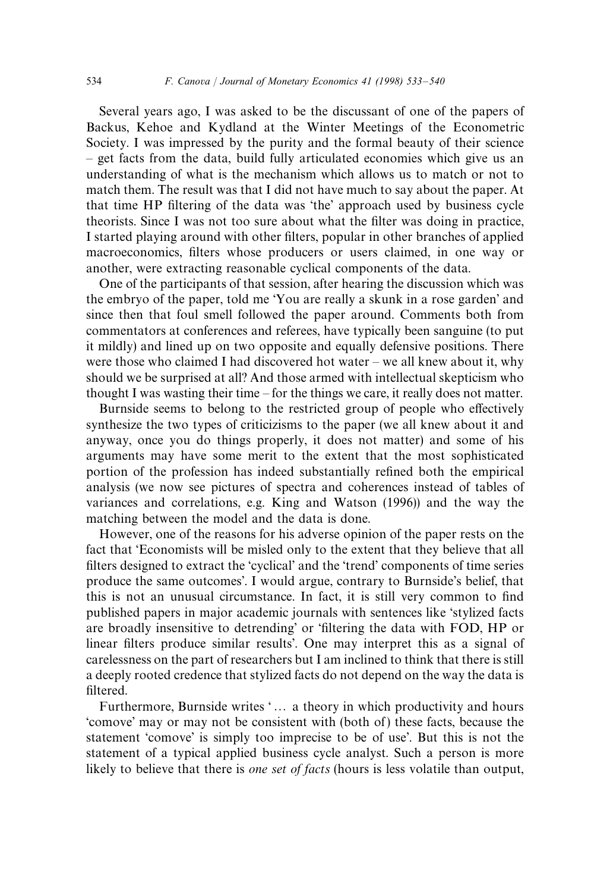Several years ago, I was asked to be the discussant of one of the papers of Backus, Kehoe and Kydland at the Winter Meetings of the Econometric Society. I was impressed by the purity and the formal beauty of their science – get facts from the data, build fully articulated economies which give us an understanding of what is the mechanism which allows us to match or not to match them. The result was that I did not have much to say about the paper. At that time HP filtering of the data was 'the' approach used by business cycle theorists. Since I was not too sure about what the filter was doing in practice, I started playing around with other filters, popular in other branches of applied macroeconomics, filters whose producers or users claimed, in one way or another, were extracting reasonable cyclical components of the data.

One of the participants of that session, after hearing the discussion which was the embryo of the paper, told me 'You are really a skunk in a rose garden' and since then that foul smell followed the paper around. Comments both from commentators at conferences and referees, have typically been sanguine (to put it mildly) and lined up on two opposite and equally defensive positions. There were those who claimed I had discovered hot water – we all knew about it, why should we be surprised at all? And those armed with intellectual skepticism who thought I was wasting their time – for the things we care, it really does not matter.

Burnside seems to belong to the restricted group of people who effectively synthesize the two types of criticizisms to the paper (we all knew about it and anyway, once you do things properly, it does not matter) and some of his arguments may have some merit to the extent that the most sophisticated portion of the profession has indeed substantially refined both the empirical analysis (we now see pictures of spectra and coherences instead of tables of variances and correlations, e.g. King and Watson (1996)) and the way the matching between the model and the data is done.

However, one of the reasons for his adverse opinion of the paper rests on the fact that 'Economists will be misled only to the extent that they believe that all filters designed to extract the 'cyclical' and the 'trend' components of time series produce the same outcomes'. I would argue, contrary to Burnside's belief, that this is not an unusual circumstance. In fact, it is still very common to find published papers in major academic journals with sentences like 'stylized facts are broadly insensitive to detrending' or 'filtering the data with FOD, HP or linear filters produce similar results'. One may interpret this as a signal of carelessness on the part of researchers but I am inclined to think that there is still a deeply rooted credence that stylized facts do not depend on the way the data is filtered.

Furthermore, Burnside writes '... a theory in which productivity and hours 'comove' may or may not be consistent with (both of) these facts, because the statement 'comove' is simply too imprecise to be of use'. But this is not the statement of a typical applied business cycle analyst. Such a person is more likely to believe that there is *one set of facts* (hours is less volatile than output,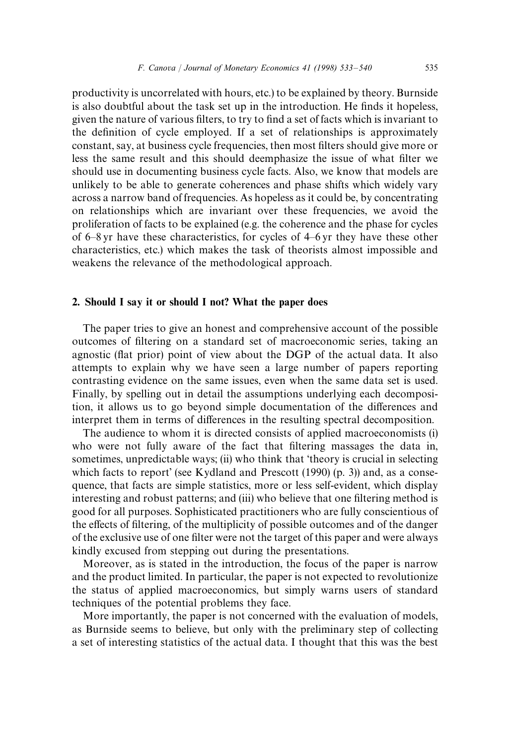productivity is uncorrelated with hours, etc.) to be explained by theory. Burnside is also doubtful about the task set up in the introduction. He finds it hopeless, given the nature of various filters, to try to find a set of facts which is invariant to the definition of cycle employed. If a set of relationships is approximately constant, say, at business cycle frequencies, then most filters should give more or less the same result and this should deemphasize the issue of what filter we should use in documenting business cycle facts. Also, we know that models are unlikely to be able to generate coherences and phase shifts which widely vary across a narrow band of frequencies. As hopeless as it could be, by concentrating on relationships which are invariant over these frequencies, we avoid the proliferation of facts to be explained (e.g. the coherence and the phase for cycles of 6–8 yr have these characteristics, for cycles of 4–6 yr they have these other characteristics, etc.) which makes the task of theorists almost impossible and weakens the relevance of the methodological approach.

## 2. Should I say it or should I not? What the paper does

The paper tries to give an honest and comprehensive account of the possible outcomes of filtering on a standard set of macroeconomic series, taking an agnostic (flat prior) point of view about the DGP of the actual data. It also attempts to explain why we have seen a large number of papers reporting contrasting evidence on the same issues, even when the same data set is used. Finally, by spelling out in detail the assumptions underlying each decomposition, it allows us to go beyond simple documentation of the differences and interpret them in terms of differences in the resulting spectral decomposition.

The audience to whom it is directed consists of applied macroeconomists (i) who were not fully aware of the fact that filtering massages the data in, sometimes, unpredictable ways; (ii) who think that 'theory is crucial in selecting which facts to report' (see Kydland and Prescott (1990) (p. 3)) and, as a consequence, that facts are simple statistics, more or less self-evident, which display interesting and robust patterns; and (iii) who believe that one filtering method is good for all purposes. Sophisticated practitioners who are fully conscientious of the effects of filtering, of the multiplicity of possible outcomes and of the danger of the exclusive use of one filter were not the target of this paper and were always kindly excused from stepping out during the presentations.

Moreover, as is stated in the introduction, the focus of the paper is narrow and the product limited. In particular, the paper is not expected to revolutionize the status of applied macroeconomics, but simply warns users of standard techniques of the potential problems they face.

More importantly, the paper is not concerned with the evaluation of models, as Burnside seems to believe, but only with the preliminary step of collecting a set of interesting statistics of the actual data. I thought that this was the best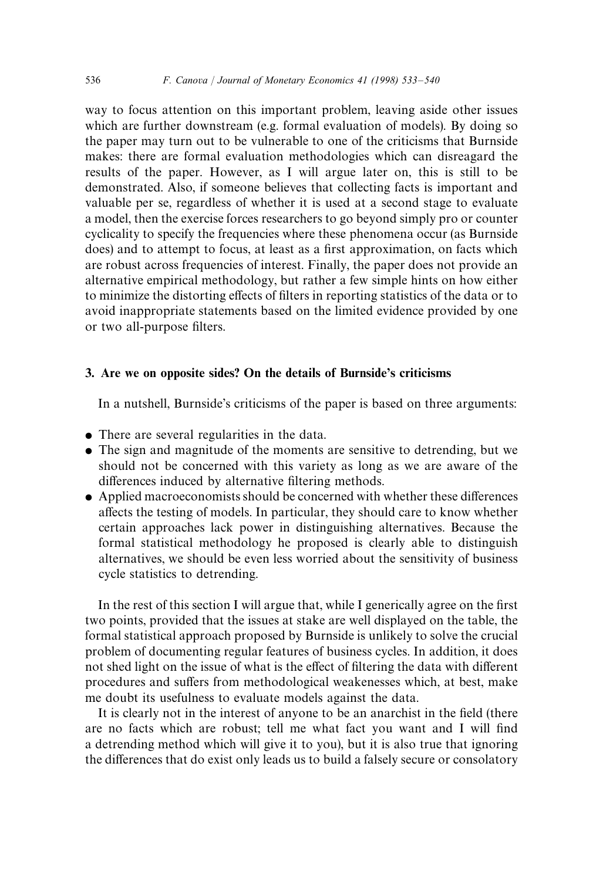way to focus attention on this important problem, leaving aside other issues which are further downstream (e.g. formal evaluation of models). By doing so the paper may turn out to be vulnerable to one of the criticisms that Burnside makes: there are formal evaluation methodologies which can disreagard the results of the paper. However, as I will argue later on, this is still to be demonstrated. Also, if someone believes that collecting facts is important and valuable per se, regardless of whether it is used at a second stage to evaluate a model, then the exercise forces researchers to go beyond simply pro or counter cyclicality to specify the frequencies where these phenomena occur (as Burnside does) and to attempt to focus, at least as a first approximation, on facts which are robust across frequencies of interest. Finally, the paper does not provide an alternative empirical methodology, but rather a few simple hints on how either to minimize the distorting effects of filters in reporting statistics of the data or to avoid inappropriate statements based on the limited evidence provided by one or two all-purpose filters.

## 3. Are we on opposite sides? On the details of Burnside's criticisms

In a nutshell, Burnside's criticisms of the paper is based on three arguments:

- There are several regularities in the data.
- The sign and magnitude of the moments are sensitive to detrending, but we should not be concerned with this variety as long as we are aware of the differences induced by alternative filtering methods.
- Applied macroeconomists should be concerned with whether these differences affects the testing of models. In particular, they should care to know whether certain approaches lack power in distinguishing alternatives. Because the formal statistical methodology he proposed is clearly able to distinguish alternatives, we should be even less worried about the sensitivity of business cycle statistics to detrending.

In the rest of this section I will argue that, while I generically agree on the first two points, provided that the issues at stake are well displayed on the table, the formal statistical approach proposed by Burnside is unlikely to solve the crucial problem of documenting regular features of business cycles. In addition, it does not shed light on the issue of what is the effect of filtering the data with different procedures and suffers from methodological weakenesses which, at best, make me doubt its usefulness to evaluate models against the data.

It is clearly not in the interest of anyone to be an anarchist in the field (there are no facts which are robust; tell me what fact you want and I will find a detrending method which will give it to you), but it is also true that ignoring the differences that do exist only leads us to build a falsely secure or consolatory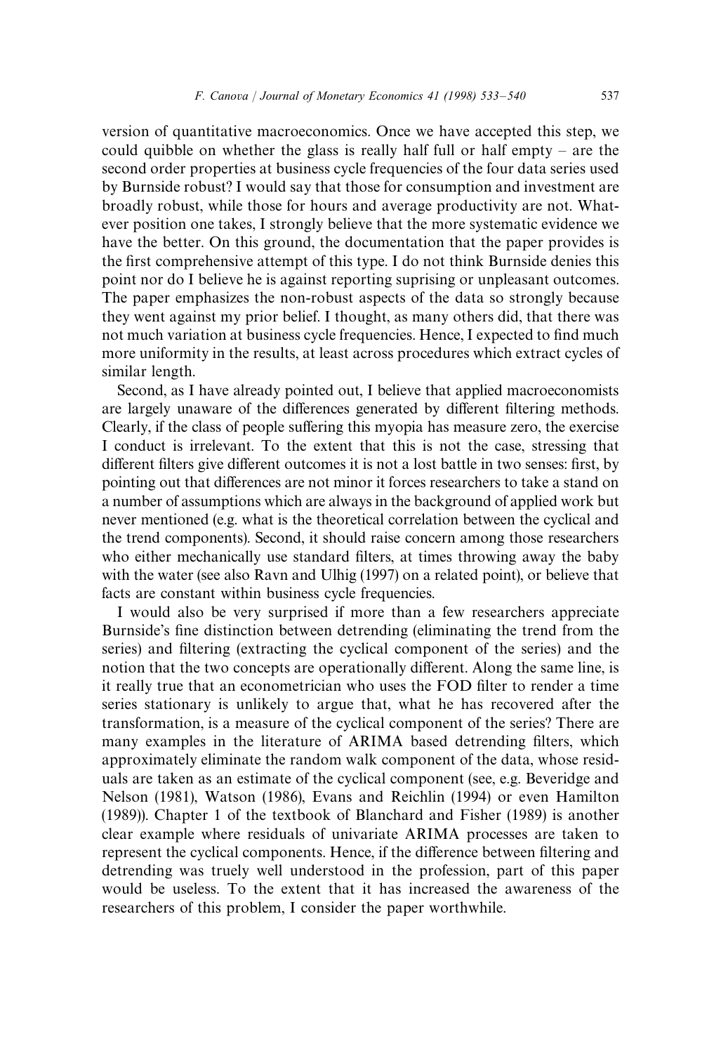version of quantitative macroeconomics. Once we have accepted this step, we could quibble on whether the glass is really half full or half empty – are the second order properties at business cycle frequencies of the four data series used by Burnside robust? I would say that those for consumption and investment are broadly robust, while those for hours and average productivity are not. Whatever position one takes, I strongly believe that the more systematic evidence we have the better. On this ground, the documentation that the paper provides is the first comprehensive attempt of this type. I do not think Burnside denies this point nor do I believe he is against reporting suprising or unpleasant outcomes. The paper emphasizes the non-robust aspects of the data so strongly because they went against my prior belief. I thought, as many others did, that there was not much variation at business cycle frequencies. Hence, I expected to find much more uniformity in the results, at least across procedures which extract cycles of similar length.

Second, as I have already pointed out, I believe that applied macroeconomists are largely unaware of the differences generated by different filtering methods. Clearly, if the class of people suffering this myopia has measure zero, the exercise I conduct is irrelevant. To the extent that this is not the case, stressing that different filters give different outcomes it is not a lost battle in two senses: first, by pointing out that differences are not minor it forces researchers to take a stand on a number of assumptions which are always in the background of applied work but never mentioned (e.g. what is the theoretical correlation between the cyclical and the trend components). Second, it should raise concern among those researchers who either mechanically use standard filters, at times throwing away the baby with the water (see also Ravn and Ulhig (1997) on a related point), or believe that facts are constant within business cycle frequencies.

I would also be very surprised if more than a few researchers appreciate Burnside's fine distinction between detrending (eliminating the trend from the series) and filtering (extracting the cyclical component of the series) and the notion that the two concepts are operationally different. Along the same line, is it really true that an econometrician who uses the FOD filter to render a time series stationary is unlikely to argue that, what he has recovered after the transformation, is a measure of the cyclical component of the series? There are many examples in the literature of ARIMA based detrending filters, which approximately eliminate the random walk component of the data, whose residuals are taken as an estimate of the cyclical component (see, e.g. Beveridge and Nelson (1981), Watson (1986), Evans and Reichlin (1994) or even Hamilton (1989)). Chapter 1 of the textbook of Blanchard and Fisher (1989) is another clear example where residuals of univariate ARIMA processes are taken to represent the cyclical components. Hence, if the difference between filtering and detrending was truely well understood in the profession, part of this paper would be useless. To the extent that it has increased the awareness of the researchers of this problem, I consider the paper worthwhile.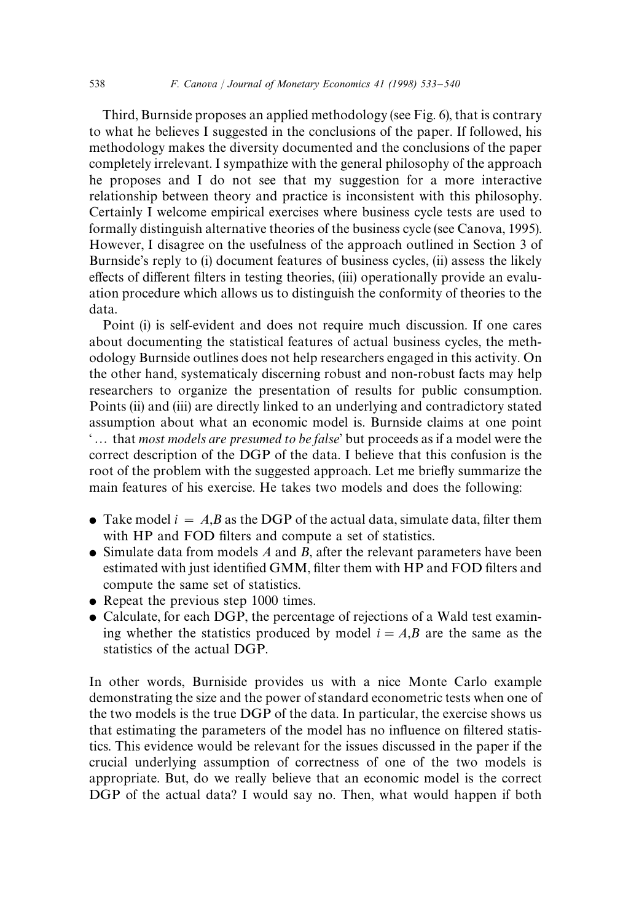Third, Burnside proposes an applied methodology (see Fig. 6), that is contrary to what he believes I suggested in the conclusions of the paper. If followed, his methodology makes the diversity documented and the conclusions of the paper completely irrelevant. I sympathize with the general philosophy of the approach he proposes and I do not see that my suggestion for a more interactive relationship between theory and practice is inconsistent with this philosophy. Certainly I welcome empirical exercises where business cycle tests are used to formally distinguish alternative theories of the business cycle (see Canova, 1995). However, I disagree on the usefulness of the approach outlined in Section 3 of Burnside's reply to (i) document features of business cycles, (ii) assess the likely effects of different filters in testing theories, (iii) operationally provide an evaluation procedure which allows us to distinguish the conformity of theories to the data.

Point (i) is self-evident and does not require much discussion. If one cares about documenting the statistical features of actual business cycles, the methodology Burnside outlines does not help researchers engaged in this activity. On the other hand, systematicaly discerning robust and non-robust facts may help researchers to organize the presentation of results for public consumption. Points (ii) and (iii) are directly linked to an underlying and contradictory stated assumption about what an economic model is. Burnside claims at one point '... that *most models are presumed to be false*' but proceeds as if a model were the correct description of the DGP of the data. I believe that this confusion is the root of the problem with the suggested approach. Let me briefly summarize the main features of his exercise. He takes two models and does the following:

- Take model $i = A,B$ as the DGP of the actual data, simulate data, filter them with HP and FOD filters and compute a set of statistics.
- Simulate data from models $A$ and $B$, after the relevant parameters have been estimated with just identified GMM, filter them with HP and FOD filters and compute the same set of statistics.
- Repeat the previous step 1000 times.
- Calculate, for each DGP, the percentage of rejections of a Wald test examining whether the statistics produced by model $i = A,B$ are the same as the statistics of the actual DGP.

In other words, Burniside provides us with a nice Monte Carlo example demonstrating the size and the power of standard econometric tests when one of the two models is the true DGP of the data. In particular, the exercise shows us that estimating the parameters of the model has no influence on filtered statistics. This evidence would be relevant for the issues discussed in the paper if the crucial underlying assumption of correctness of one of the two models is appropriate. But, do we really believe that an economic model is the correct DGP of the actual data? I would say no. Then, what would happen if both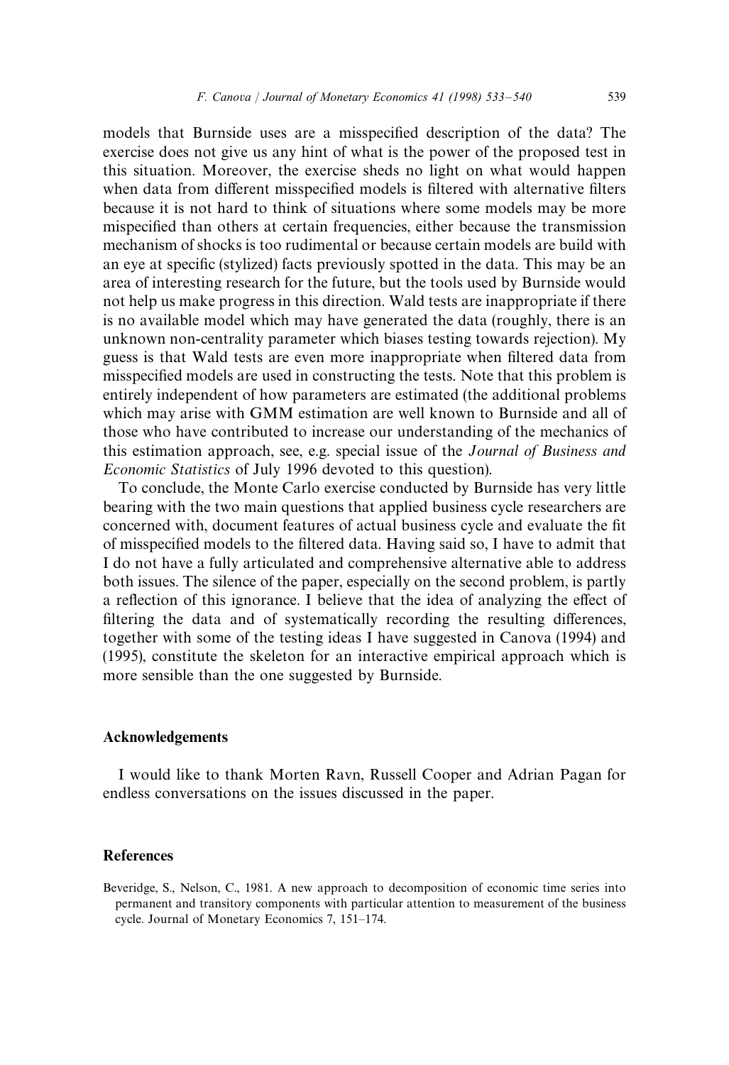models that Burnside uses are a misspecified description of the data? The exercise does not give us any hint of what is the power of the proposed test in this situation. Moreover, the exercise sheds no light on what would happen when data from different misspecified models is filtered with alternative filters because it is not hard to think of situations where some models may be more mispecified than others at certain frequencies, either because the transmission mechanism of shocks is too rudimental or because certain models are build with an eye at specific (stylized) facts previously spotted in the data. This may be an area of interesting research for the future, but the tools used by Burnside would not help us make progress in this direction. Wald tests are inappropriate if there is no available model which may have generated the data (roughly, there is an unknown non-centrality parameter which biases testing towards rejection). My guess is that Wald tests are even more inappropriate when filtered data from misspecified models are used in constructing the tests. Note that this problem is entirely independent of how parameters are estimated (the additional problems which may arise with GMM estimation are well known to Burnside and all of those who have contributed to increase our understanding of the mechanics of this estimation approach, see, e.g. special issue of the *Journal of Business and Economic Statistics* of July 1996 devoted to this question).

To conclude, the Monte Carlo exercise conducted by Burnside has very little bearing with the two main questions that applied business cycle researchers are concerned with, document features of actual business cycle and evaluate the fit of misspecified models to the filtered data. Having said so, I have to admit that I do not have a fully articulated and comprehensive alternative able to address both issues. The silence of the paper, especially on the second problem, is partly a reflection of this ignorance. I believe that the idea of analyzing the effect of filtering the data and of systematically recording the resulting differences, together with some of the testing ideas I have suggested in Canova (1994) and (1995), constitute the skeleton for an interactive empirical approach which is more sensible than the one suggested by Burnside.

## Acknowledgements

I would like to thank Morten Ravn, Russell Cooper and Adrian Pagan for endless conversations on the issues discussed in the paper.

## References

Beveridge, S., Nelson, C., 1981. A new approach to decomposition of economic time series into permanent and transitory components with particular attention to measurement of the business cycle. Journal of Monetary Economics 7, 151–174.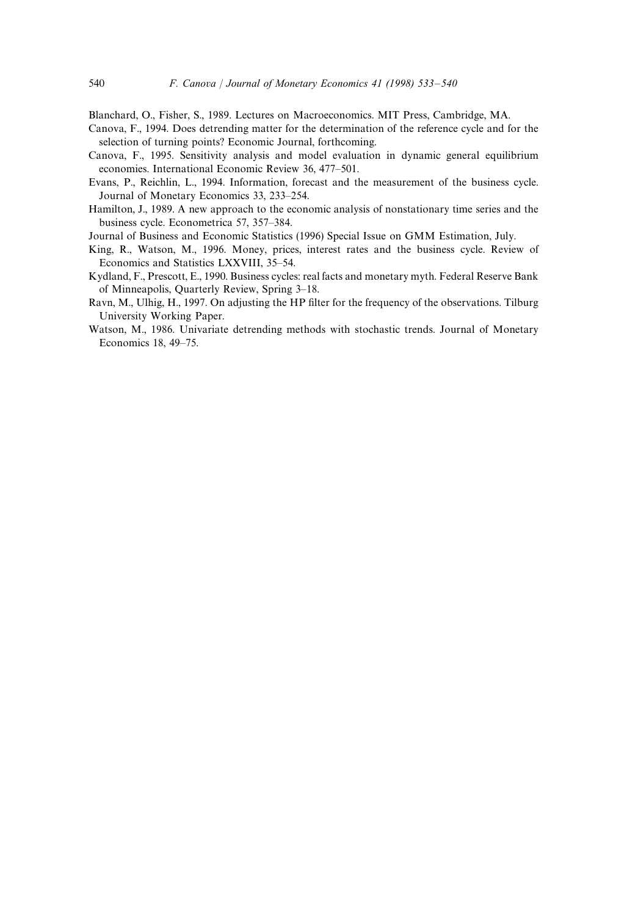Blanchard, O., Fisher, S., 1989. Lectures on Macroeconomics. MIT Press, Cambridge, MA.

Canova, F., 1994. Does detrending matter for the determination of the reference cycle and for the selection of turning points? Economic Journal, forthcoming.

Canova, F., 1995. Sensitivity analysis and model evaluation in dynamic general equilibrium economies. International Economic Review 36, 477–501.

Evans, P., Reichlin, L., 1994. Information, forecast and the measurement of the business cycle. Journal of Monetary Economics 33, 233–254.

Hamilton, J., 1989. A new approach to the economic analysis of nonstationary time series and the business cycle. Econometrica 57, 357–384.

Journal of Business and Economic Statistics (1996) Special Issue on GMM Estimation, July.

King, R., Watson, M., 1996. Money, prices, interest rates and the business cycle. Review of Economics and Statistics LXXVIII, 35–54.

Kydland, F., Prescott, E., 1990. Business cycles: real facts and monetary myth. Federal Reserve Bank of Minneapolis, Quarterly Review, Spring 3–18.

Ravn, M., Ulhig, H., 1997. On adjusting the HP filter for the frequency of the observations. Tilburg University Working Paper.

Watson, M., 1986. Univariate detrending methods with stochastic trends. Journal of Monetary Economics 18, 49–75.